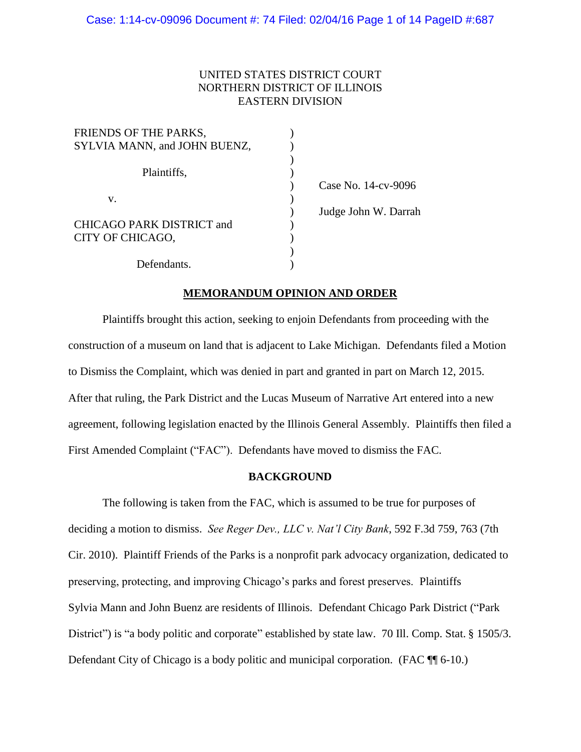UNITED STATES DISTRICT COURT
NORTHERN DISTRICT OF ILLINOIS
EASTERN DIVISION

| | | |
|---|---|---|
| FRIENDS OF THE PARKS, SYLVIA MANN, and JOHN BUENZ, | ) | |
| Plaintiffs, | ) | Case No. 14-cv-9096 |
| v. | ) | Judge John W. Darrah |
| CHICAGO PARK DISTRICT and CITY OF CHICAGO, | ) | |
| Defendants. | ) | |

## MEMORANDUM OPINION AND ORDER

Plaintiffs brought this action, seeking to enjoin Defendants from proceeding with the construction of a museum on land that is adjacent to Lake Michigan. Defendants filed a Motion to Dismiss the Complaint, which was denied in part and granted in part on March 12, 2015. After that ruling, the Park District and the Lucas Museum of Narrative Art entered into a new agreement, following legislation enacted by the Illinois General Assembly. Plaintiffs then filed a First Amended Complaint ("FAC"). Defendants have moved to dismiss the FAC.

## BACKGROUND

The following is taken from the FAC, which is assumed to be true for purposes of deciding a motion to dismiss. *See Reger Dev., LLC v. Nat'l City Bank*, 592 F.3d 759, 763 (7th Cir. 2010). Plaintiff Friends of the Parks is a nonprofit park advocacy organization, dedicated to preserving, protecting, and improving Chicago's parks and forest preserves. Plaintiffs Sylvia Mann and John Buenz are residents of Illinois. Defendant Chicago Park District ("Park District") is "a body politic and corporate" established by state law. 70 Ill. Comp. Stat. § 1505/3. Defendant City of Chicago is a body politic and municipal corporation. (FAC ¶¶ 6-10.)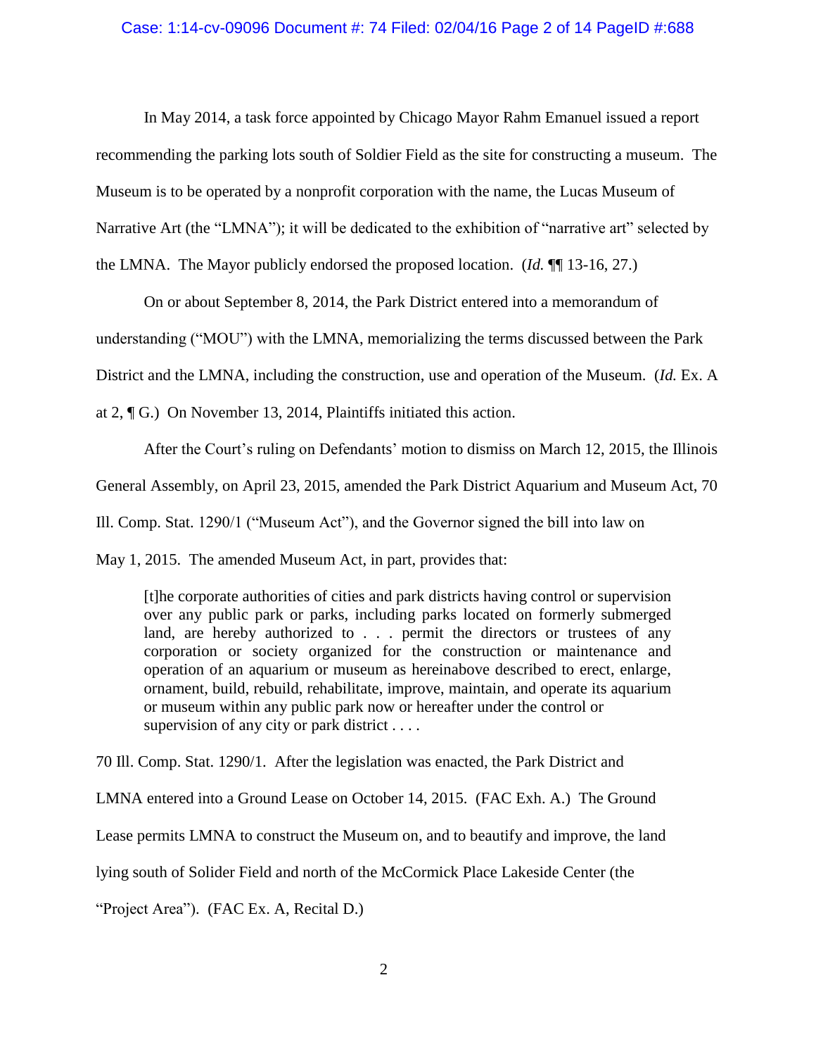In May 2014, a task force appointed by Chicago Mayor Rahm Emanuel issued a report recommending the parking lots south of Soldier Field as the site for constructing a museum. The Museum is to be operated by a nonprofit corporation with the name, the Lucas Museum of Narrative Art (the "LMNA"); it will be dedicated to the exhibition of "narrative art" selected by the LMNA. The Mayor publicly endorsed the proposed location. (*Id.* ¶¶ 13-16, 27.)

On or about September 8, 2014, the Park District entered into a memorandum of understanding ("MOU") with the LMNA, memorializing the terms discussed between the Park District and the LMNA, including the construction, use and operation of the Museum. (*Id.* Ex. A at 2, ¶ G.) On November 13, 2014, Plaintiffs initiated this action.

After the Court's ruling on Defendants' motion to dismiss on March 12, 2015, the Illinois General Assembly, on April 23, 2015, amended the Park District Aquarium and Museum Act, 70 Ill. Comp. Stat. 1290/1 ("Museum Act"), and the Governor signed the bill into law on May 1, 2015. The amended Museum Act, in part, provides that:

> [t]he corporate authorities of cities and park districts having control or supervision over any public park or parks, including parks located on formerly submerged land, are hereby authorized to . . . permit the directors or trustees of any corporation or society organized for the construction or maintenance and operation of an aquarium or museum as hereinabove described to erect, enlarge, ornament, build, rebuild, rehabilitate, improve, maintain, and operate its aquarium or museum within any public park now or hereafter under the control or supervision of any city or park district . . . .

70 Ill. Comp. Stat. 1290/1. After the legislation was enacted, the Park District and LMNA entered into a Ground Lease on October 14, 2015. (FAC Exh. A.) The Ground Lease permits LMNA to construct the Museum on, and to beautify and improve, the land lying south of Solider Field and north of the McCormick Place Lakeside Center (the "Project Area"). (FAC Ex. A, Recital D.)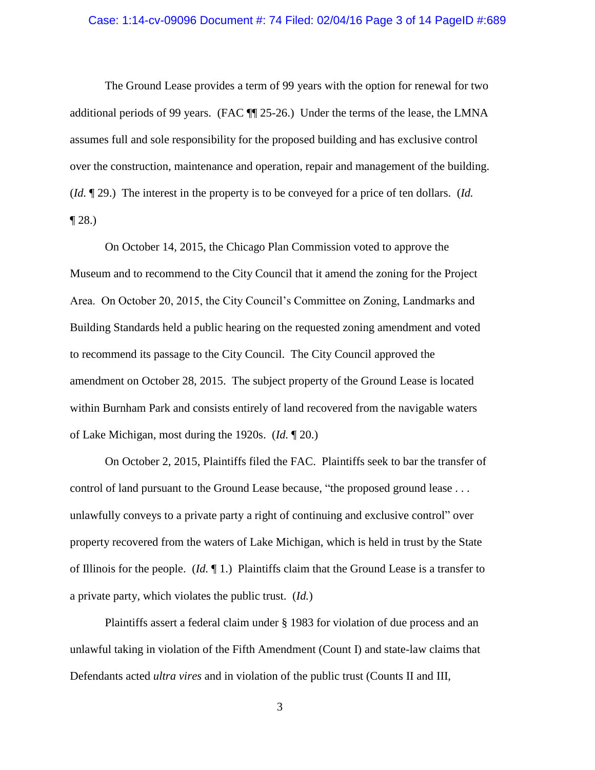The Ground Lease provides a term of 99 years with the option for renewal for two additional periods of 99 years. (FAC ¶¶ 25-26.) Under the terms of the lease, the LMNA assumes full and sole responsibility for the proposed building and has exclusive control over the construction, maintenance and operation, repair and management of the building. (*Id.* ¶ 29.) The interest in the property is to be conveyed for a price of ten dollars. (*Id.* ¶ 28.)

On October 14, 2015, the Chicago Plan Commission voted to approve the Museum and to recommend to the City Council that it amend the zoning for the Project Area. On October 20, 2015, the City Council's Committee on Zoning, Landmarks and Building Standards held a public hearing on the requested zoning amendment and voted to recommend its passage to the City Council. The City Council approved the amendment on October 28, 2015. The subject property of the Ground Lease is located within Burnham Park and consists entirely of land recovered from the navigable waters of Lake Michigan, most during the 1920s. (*Id.* ¶ 20.)

On October 2, 2015, Plaintiffs filed the FAC. Plaintiffs seek to bar the transfer of control of land pursuant to the Ground Lease because, "the proposed ground lease . . . unlawfully conveys to a private party a right of continuing and exclusive control" over property recovered from the waters of Lake Michigan, which is held in trust by the State of Illinois for the people. (*Id.* ¶ 1.) Plaintiffs claim that the Ground Lease is a transfer to a private party, which violates the public trust. (*Id.*)

Plaintiffs assert a federal claim under § 1983 for violation of due process and an unlawful taking in violation of the Fifth Amendment (Count I) and state-law claims that Defendants acted *ultra vires* and in violation of the public trust (Counts II and III,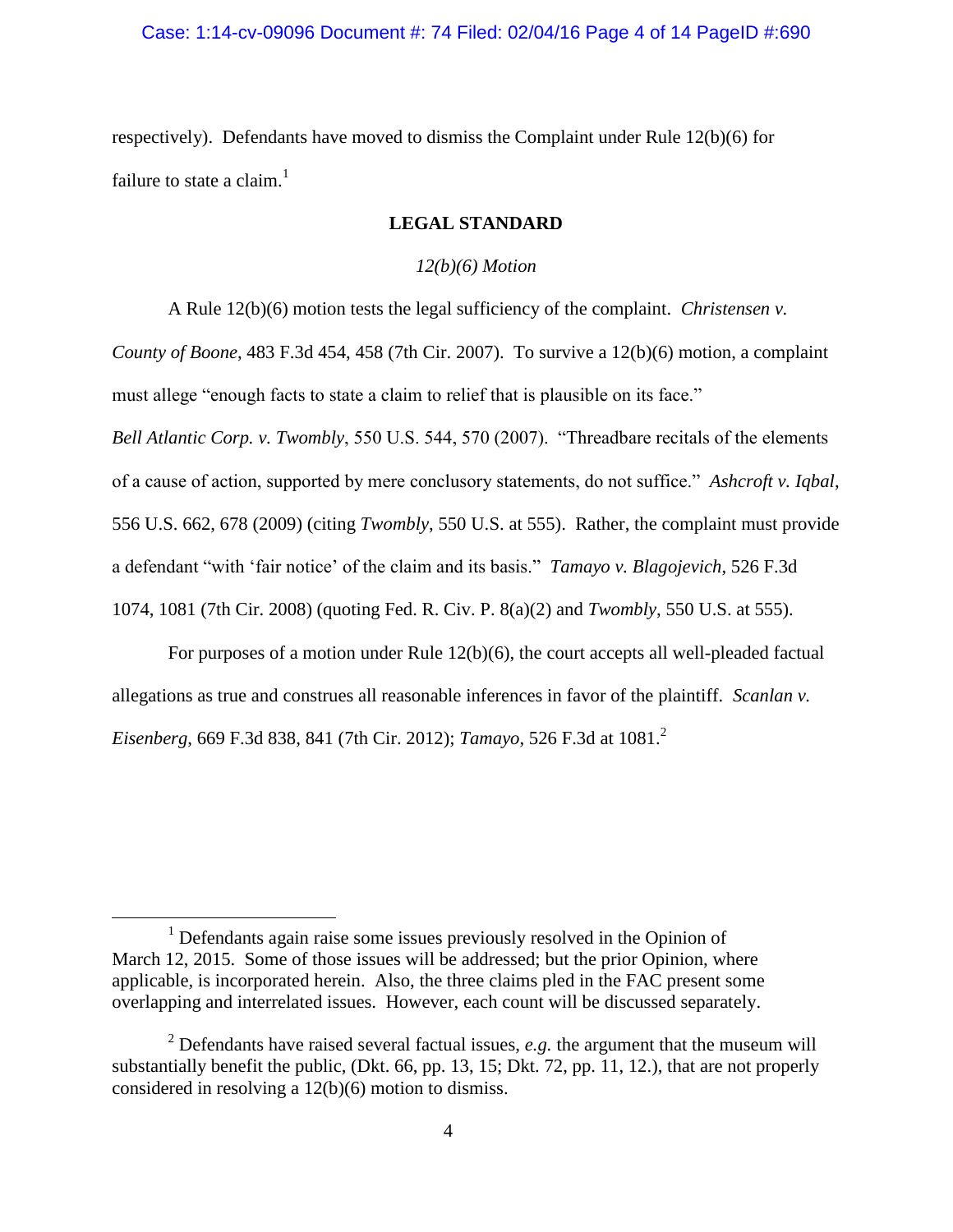respectively). Defendants have moved to dismiss the Complaint under Rule 12(b)(6) for failure to state a claim.[1]

## LEGAL STANDARD

### *12(b)(6) Motion*

A Rule 12(b)(6) motion tests the legal sufficiency of the complaint. *Christensen v. County of Boone*, 483 F.3d 454, 458 (7th Cir. 2007). To survive a 12(b)(6) motion, a complaint must allege "enough facts to state a claim to relief that is plausible on its face." *Bell Atlantic Corp. v. Twombly*, 550 U.S. 544, 570 (2007). "Threadbare recitals of the elements of a cause of action, supported by mere conclusory statements, do not suffice." *Ashcroft v. Iqbal*, 556 U.S. 662, 678 (2009) (citing *Twombly*, 550 U.S. at 555). Rather, the complaint must provide a defendant "with 'fair notice' of the claim and its basis." *Tamayo v. Blagojevich*, 526 F.3d 1074, 1081 (7th Cir. 2008) (quoting Fed. R. Civ. P. 8(a)(2) and *Twombly*, 550 U.S. at 555).

For purposes of a motion under Rule 12(b)(6), the court accepts all well-pleaded factual allegations as true and construes all reasonable inferences in favor of the plaintiff. *Scanlan v. Eisenberg*, 669 F.3d 838, 841 (7th Cir. 2012); *Tamayo*, 526 F.3d at 1081.[2]

---

[1] Defendants again raise some issues previously resolved in the Opinion of March 12, 2015. Some of those issues will be addressed; but the prior Opinion, where applicable, is incorporated herein. Also, the three claims pled in the FAC present some overlapping and interrelated issues. However, each count will be discussed separately.

[2] Defendants have raised several factual issues, *e.g.* the argument that the museum will substantially benefit the public, (Dkt. 66, pp. 13, 15; Dkt. 72, pp. 11, 12.), that are not properly considered in resolving a 12(b)(6) motion to dismiss.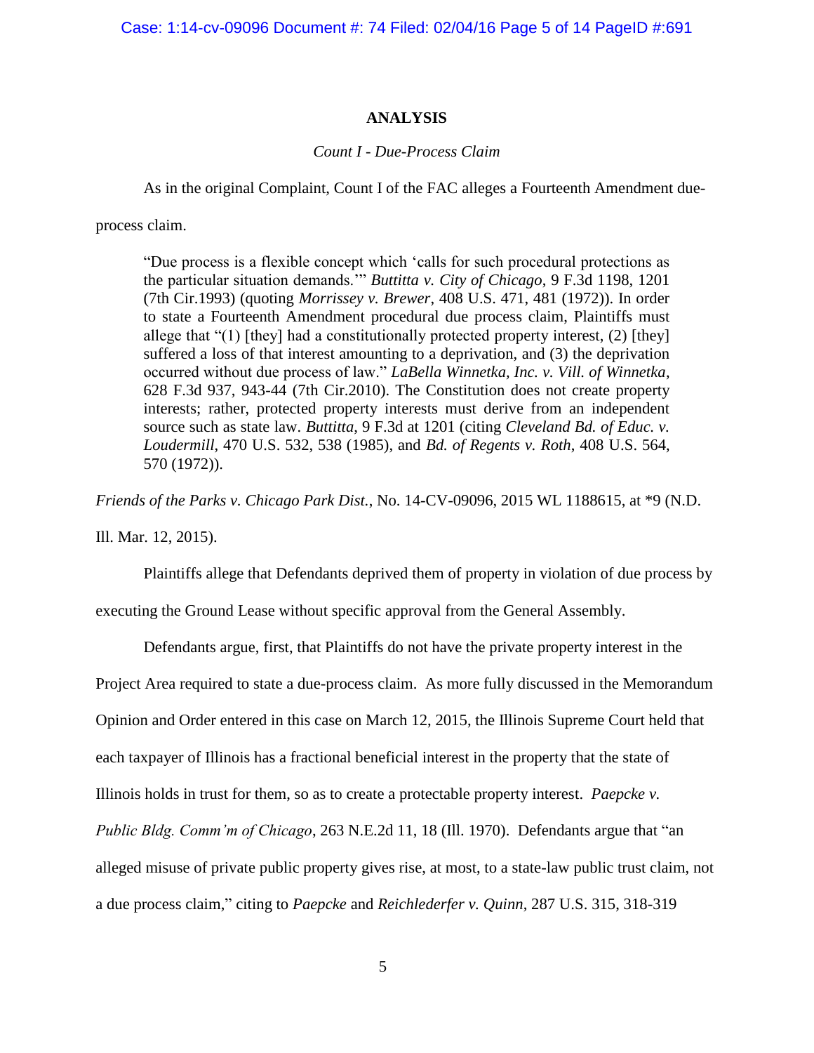## ANALYSIS

*Count I - Due-Process Claim*

As in the original Complaint, Count I of the FAC alleges a Fourteenth Amendment due-process claim.

> "Due process is a flexible concept which 'calls for such procedural protections as the particular situation demands.'" *Buttitta v. City of Chicago*, 9 F.3d 1198, 1201 (7th Cir.1993) (quoting *Morrissey v. Brewer*, 408 U.S. 471, 481 (1972)). In order to state a Fourteenth Amendment procedural due process claim, Plaintiffs must allege that "(1) [they] had a constitutionally protected property interest, (2) [they] suffered a loss of that interest amounting to a deprivation, and (3) the deprivation occurred without due process of law." *LaBella Winnetka, Inc. v. Vill. of Winnetka*, 628 F.3d 937, 943-44 (7th Cir.2010). The Constitution does not create property interests; rather, protected property interests must derive from an independent source such as state law. *Buttitta*, 9 F.3d at 1201 (citing *Cleveland Bd. of Educ. v. Loudermill*, 470 U.S. 532, 538 (1985), and *Bd. of Regents v. Roth*, 408 U.S. 564, 570 (1972)).

*Friends of the Parks v. Chicago Park Dist.*, No. 14-CV-09096, 2015 WL 1188615, at *9 (N.D. Ill. Mar. 12, 2015).

Plaintiffs allege that Defendants deprived them of property in violation of due process by executing the Ground Lease without specific approval from the General Assembly.

Defendants argue, first, that Plaintiffs do not have the private property interest in the Project Area required to state a due-process claim. As more fully discussed in the Memorandum Opinion and Order entered in this case on March 12, 2015, the Illinois Supreme Court held that each taxpayer of Illinois has a fractional beneficial interest in the property that the state of Illinois holds in trust for them, so as to create a protectable property interest. *Paepcke v. Public Bldg. Comm'm of Chicago*, 263 N.E.2d 11, 18 (Ill. 1970). Defendants argue that "an alleged misuse of private public property gives rise, at most, to a state-law public trust claim, not a due process claim," citing to *Paepcke* and *Reichlederfer v. Quinn*, 287 U.S. 315, 318-319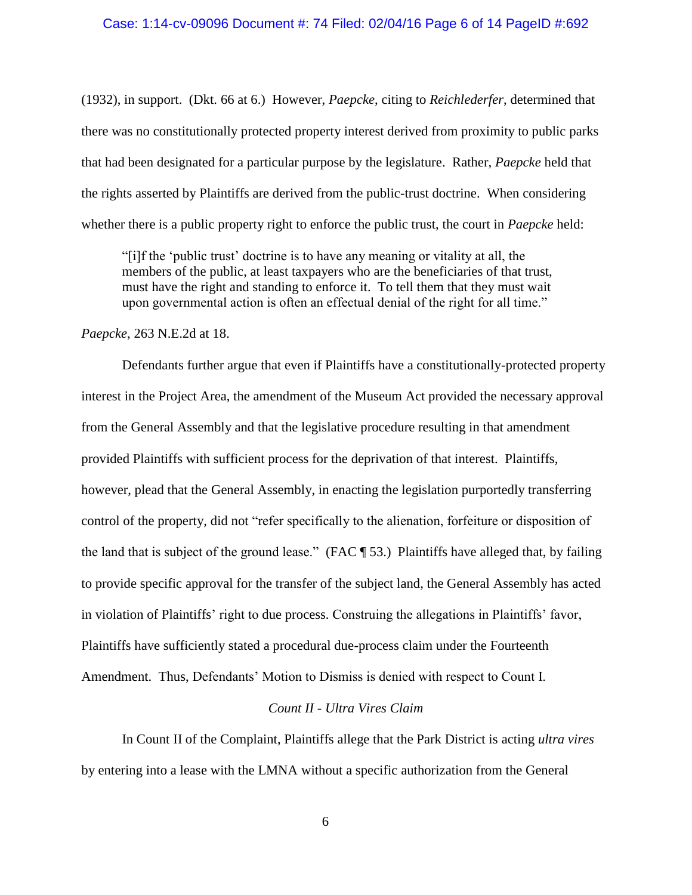(1932), in support. (Dkt. 66 at 6.) However, *Paepcke*, citing to *Reichlederfer*, determined that there was no constitutionally protected property interest derived from proximity to public parks that had been designated for a particular purpose by the legislature. Rather, *Paepcke* held that the rights asserted by Plaintiffs are derived from the public-trust doctrine. When considering whether there is a public property right to enforce the public trust, the court in *Paepcke* held:

> "[i]f the 'public trust' doctrine is to have any meaning or vitality at all, the members of the public, at least taxpayers who are the beneficiaries of that trust, must have the right and standing to enforce it. To tell them that they must wait upon governmental action is often an effectual denial of the right for all time."

*Paepcke*, 263 N.E.2d at 18.

Defendants further argue that even if Plaintiffs have a constitutionally-protected property interest in the Project Area, the amendment of the Museum Act provided the necessary approval from the General Assembly and that the legislative procedure resulting in that amendment provided Plaintiffs with sufficient process for the deprivation of that interest. Plaintiffs, however, plead that the General Assembly, in enacting the legislation purportedly transferring control of the property, did not "refer specifically to the alienation, forfeiture or disposition of the land that is subject of the ground lease." (FAC ¶ 53.) Plaintiffs have alleged that, by failing to provide specific approval for the transfer of the subject land, the General Assembly has acted in violation of Plaintiffs' right to due process. Construing the allegations in Plaintiffs' favor, Plaintiffs have sufficiently stated a procedural due-process claim under the Fourteenth Amendment. Thus, Defendants' Motion to Dismiss is denied with respect to Count I.

*Count II - Ultra Vires Claim*

In Count II of the Complaint, Plaintiffs allege that the Park District is acting *ultra vires* by entering into a lease with the LMNA without a specific authorization from the General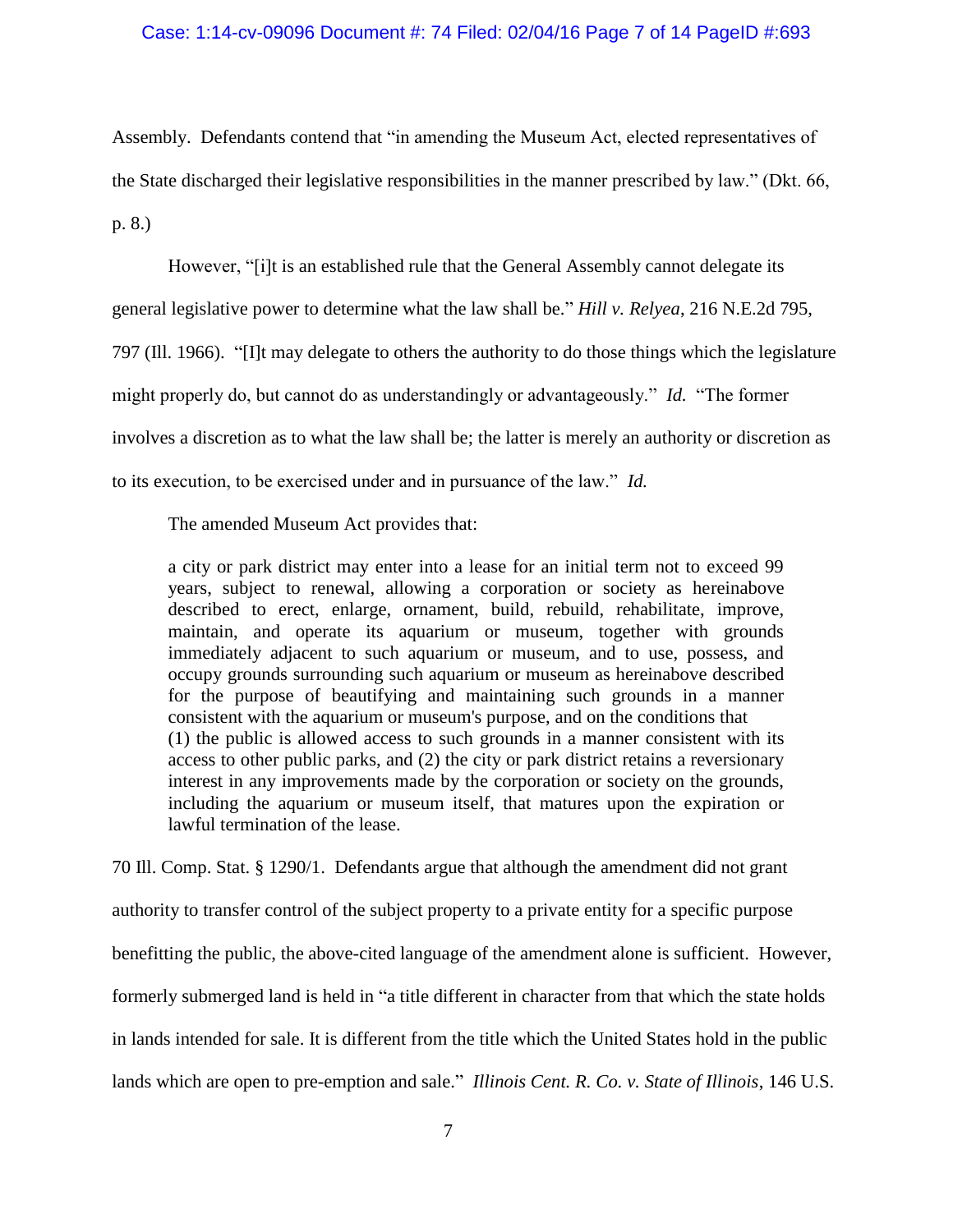Assembly. Defendants contend that "in amending the Museum Act, elected representatives of the State discharged their legislative responsibilities in the manner prescribed by law." (Dkt. 66, p. 8.)

However, "[i]t is an established rule that the General Assembly cannot delegate its general legislative power to determine what the law shall be." *Hill v. Relyea*, 216 N.E.2d 795, 797 (Ill. 1966). "[I]t may delegate to others the authority to do those things which the legislature might properly do, but cannot do as understandingly or advantageously." *Id.* "The former involves a discretion as to what the law shall be; the latter is merely an authority or discretion as to its execution, to be exercised under and in pursuance of the law." *Id.*

The amended Museum Act provides that:

> a city or park district may enter into a lease for an initial term not to exceed 99 years, subject to renewal, allowing a corporation or society as hereinabove described to erect, enlarge, ornament, build, rebuild, rehabilitate, improve, maintain, and operate its aquarium or museum, together with grounds immediately adjacent to such aquarium or museum, and to use, possess, and occupy grounds surrounding such aquarium or museum as hereinabove described for the purpose of beautifying and maintaining such grounds in a manner consistent with the aquarium or museum's purpose, and on the conditions that (1) the public is allowed access to such grounds in a manner consistent with its access to other public parks, and (2) the city or park district retains a reversionary interest in any improvements made by the corporation or society on the grounds, including the aquarium or museum itself, that matures upon the expiration or lawful termination of the lease.

70 Ill. Comp. Stat. § 1290/1. Defendants argue that although the amendment did not grant authority to transfer control of the subject property to a private entity for a specific purpose benefitting the public, the above-cited language of the amendment alone is sufficient. However, formerly submerged land is held in "a title different in character from that which the state holds in lands intended for sale. It is different from the title which the United States hold in the public lands which are open to pre-emption and sale." *Illinois Cent. R. Co. v. State of Illinois*, 146 U.S.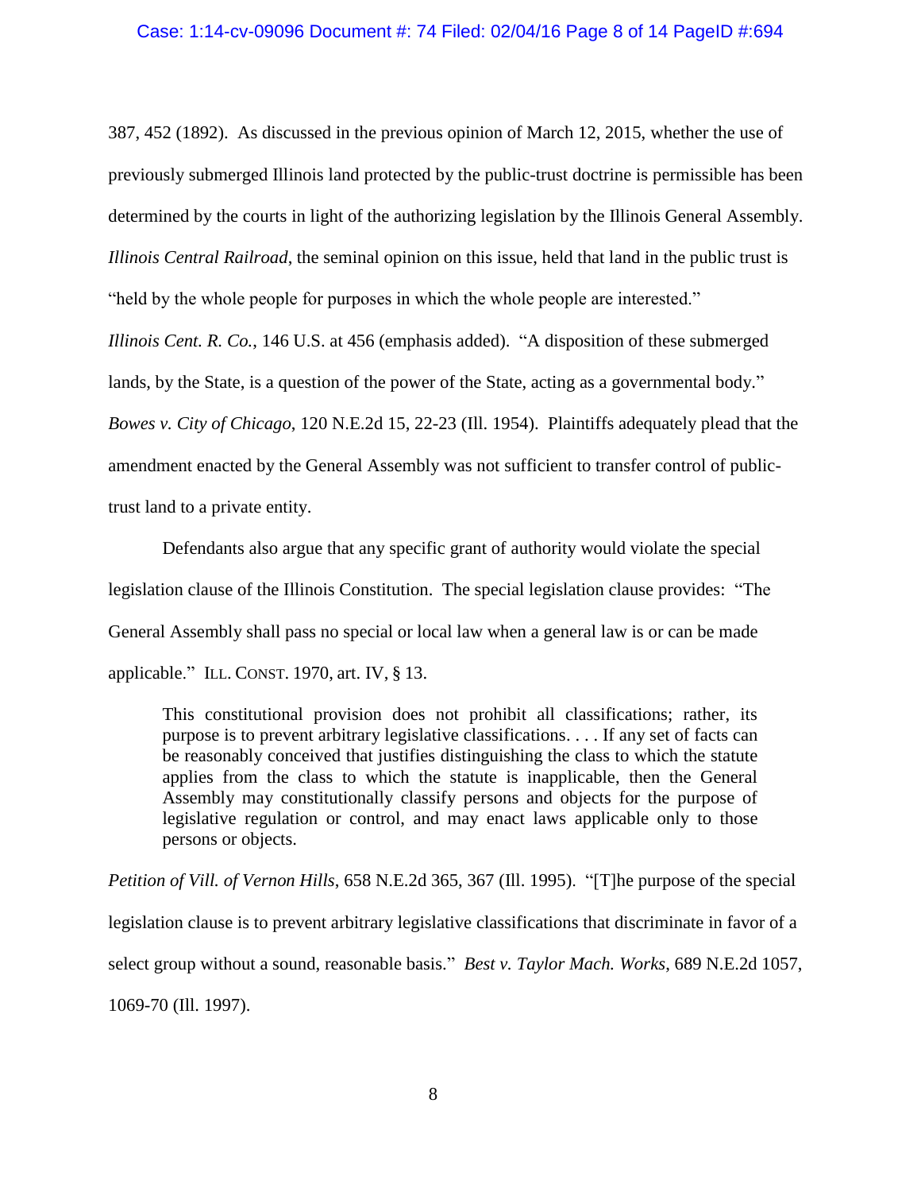387, 452 (1892). As discussed in the previous opinion of March 12, 2015, whether the use of previously submerged Illinois land protected by the public-trust doctrine is permissible has been determined by the courts in light of the authorizing legislation by the Illinois General Assembly. *Illinois Central Railroad*, the seminal opinion on this issue, held that land in the public trust is "held by the whole people for purposes in which the whole people are interested." *Illinois Cent. R. Co.*, 146 U.S. at 456 (emphasis added). "A disposition of these submerged lands, by the State, is a question of the power of the State, acting as a governmental body." *Bowes v. City of Chicago*, 120 N.E.2d 15, 22-23 (Ill. 1954). Plaintiffs adequately plead that the amendment enacted by the General Assembly was not sufficient to transfer control of public-trust land to a private entity.

Defendants also argue that any specific grant of authority would violate the special legislation clause of the Illinois Constitution. The special legislation clause provides: "The General Assembly shall pass no special or local law when a general law is or can be made applicable." ILL. CONST. 1970, art. IV, § 13.

> This constitutional provision does not prohibit all classifications; rather, its purpose is to prevent arbitrary legislative classifications. . . . If any set of facts can be reasonably conceived that justifies distinguishing the class to which the statute applies from the class to which the statute is inapplicable, then the General Assembly may constitutionally classify persons and objects for the purpose of legislative regulation or control, and may enact laws applicable only to those persons or objects.

*Petition of Vill. of Vernon Hills*, 658 N.E.2d 365, 367 (Ill. 1995). "[T]he purpose of the special legislation clause is to prevent arbitrary legislative classifications that discriminate in favor of a select group without a sound, reasonable basis." *Best v. Taylor Mach. Works*, 689 N.E.2d 1057, 1069-70 (Ill. 1997).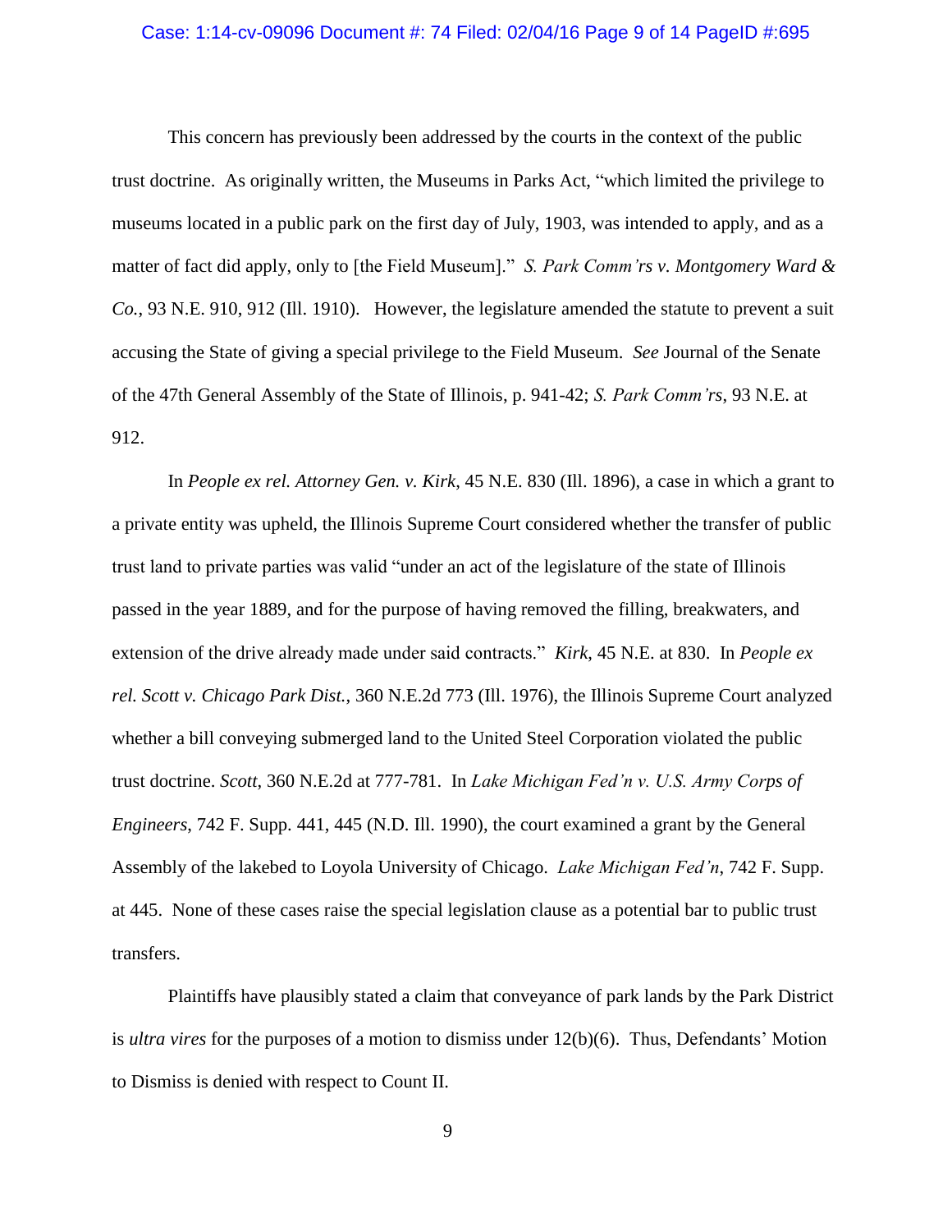This concern has previously been addressed by the courts in the context of the public trust doctrine. As originally written, the Museums in Parks Act, "which limited the privilege to museums located in a public park on the first day of July, 1903, was intended to apply, and as a matter of fact did apply, only to [the Field Museum]." *S. Park Comm'rs v. Montgomery Ward & Co.*, 93 N.E. 910, 912 (Ill. 1910). However, the legislature amended the statute to prevent a suit accusing the State of giving a special privilege to the Field Museum. *See* Journal of the Senate of the 47th General Assembly of the State of Illinois, p. 941-42; *S. Park Comm'rs*, 93 N.E. at 912.

In *People ex rel. Attorney Gen. v. Kirk*, 45 N.E. 830 (Ill. 1896), a case in which a grant to a private entity was upheld, the Illinois Supreme Court considered whether the transfer of public trust land to private parties was valid "under an act of the legislature of the state of Illinois passed in the year 1889, and for the purpose of having removed the filling, breakwaters, and extension of the drive already made under said contracts." *Kirk*, 45 N.E. at 830. In *People ex rel. Scott v. Chicago Park Dist.*, 360 N.E.2d 773 (Ill. 1976), the Illinois Supreme Court analyzed whether a bill conveying submerged land to the United Steel Corporation violated the public trust doctrine. *Scott*, 360 N.E.2d at 777-781. In *Lake Michigan Fed'n v. U.S. Army Corps of Engineers*, 742 F. Supp. 441, 445 (N.D. Ill. 1990), the court examined a grant by the General Assembly of the lakebed to Loyola University of Chicago. *Lake Michigan Fed'n*, 742 F. Supp. at 445. None of these cases raise the special legislation clause as a potential bar to public trust transfers.

Plaintiffs have plausibly stated a claim that conveyance of park lands by the Park District is *ultra vires* for the purposes of a motion to dismiss under 12(b)(6). Thus, Defendants' Motion to Dismiss is denied with respect to Count II.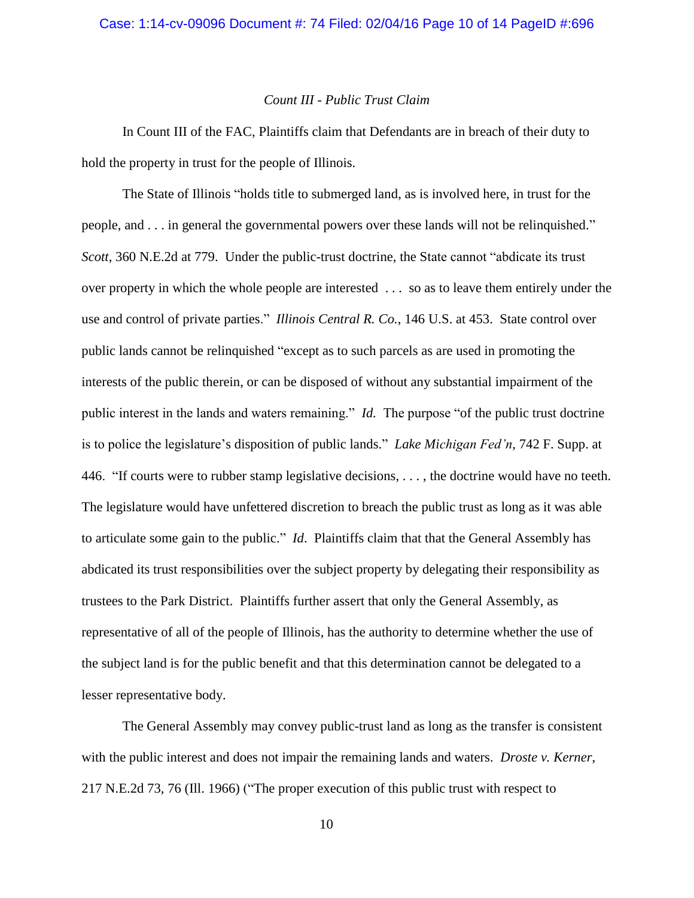*Count III - Public Trust Claim*

In Count III of the FAC, Plaintiffs claim that Defendants are in breach of their duty to hold the property in trust for the people of Illinois.

The State of Illinois "holds title to submerged land, as is involved here, in trust for the people, and . . . in general the governmental powers over these lands will not be relinquished." *Scott*, 360 N.E.2d at 779. Under the public-trust doctrine, the State cannot "abdicate its trust over property in which the whole people are interested . . . so as to leave them entirely under the use and control of private parties." *Illinois Central R. Co.*, 146 U.S. at 453. State control over public lands cannot be relinquished "except as to such parcels as are used in promoting the interests of the public therein, or can be disposed of without any substantial impairment of the public interest in the lands and waters remaining." *Id.* The purpose "of the public trust doctrine is to police the legislature's disposition of public lands." *Lake Michigan Fed'n*, 742 F. Supp. at 446. "If courts were to rubber stamp legislative decisions, . . . , the doctrine would have no teeth. The legislature would have unfettered discretion to breach the public trust as long as it was able to articulate some gain to the public." *Id*. Plaintiffs claim that that the General Assembly has abdicated its trust responsibilities over the subject property by delegating their responsibility as trustees to the Park District. Plaintiffs further assert that only the General Assembly, as representative of all of the people of Illinois, has the authority to determine whether the use of the subject land is for the public benefit and that this determination cannot be delegated to a lesser representative body.

The General Assembly may convey public-trust land as long as the transfer is consistent with the public interest and does not impair the remaining lands and waters. *Droste v. Kerner*, 217 N.E.2d 73, 76 (Ill. 1966) ("The proper execution of this public trust with respect to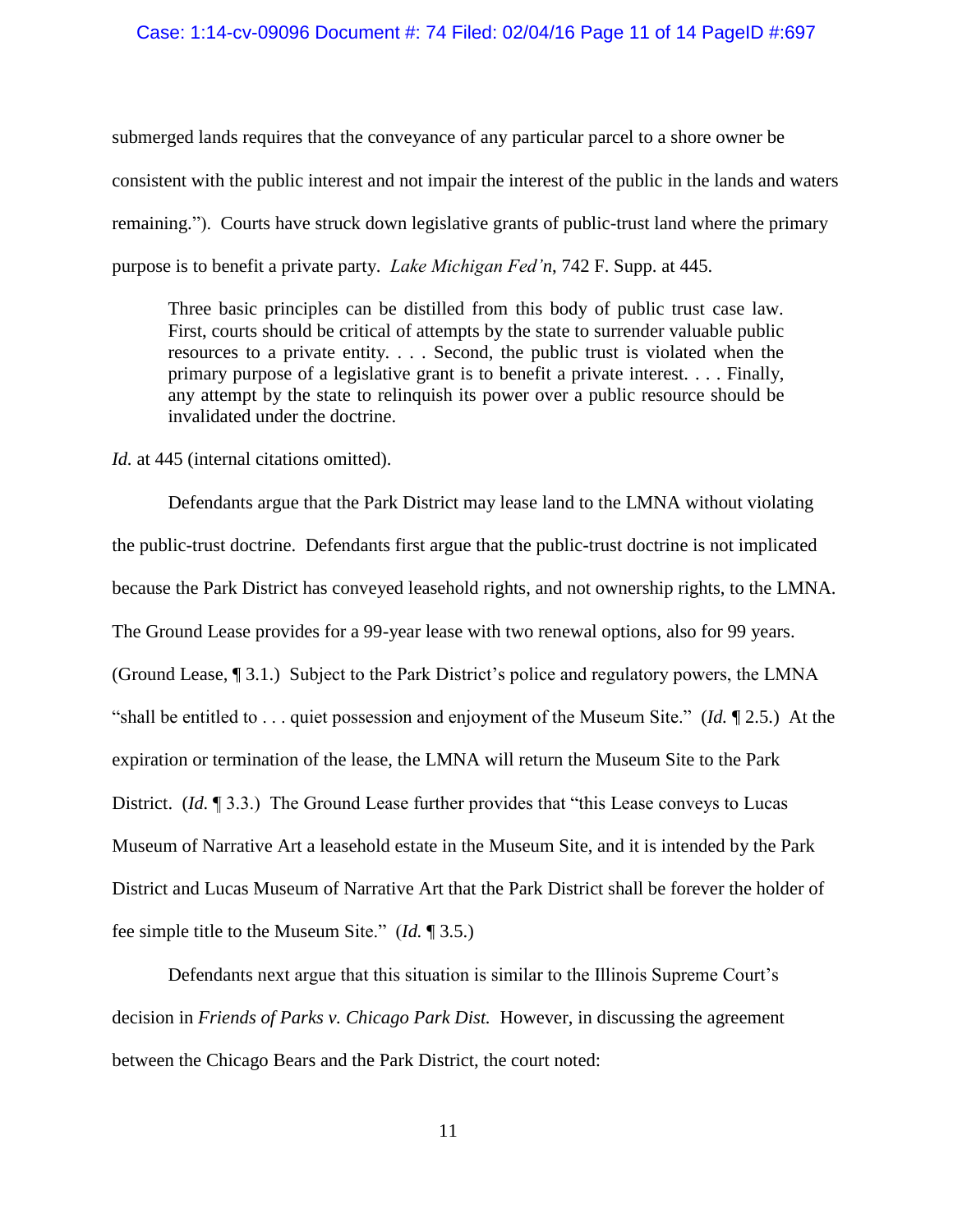submerged lands requires that the conveyance of any particular parcel to a shore owner be consistent with the public interest and not impair the interest of the public in the lands and waters remaining."). Courts have struck down legislative grants of public-trust land where the primary purpose is to benefit a private party. *Lake Michigan Fed'n*, 742 F. Supp. at 445.

> Three basic principles can be distilled from this body of public trust case law. First, courts should be critical of attempts by the state to surrender valuable public resources to a private entity. . . . Second, the public trust is violated when the primary purpose of a legislative grant is to benefit a private interest. . . . Finally, any attempt by the state to relinquish its power over a public resource should be invalidated under the doctrine.

*Id.* at 445 (internal citations omitted).

Defendants argue that the Park District may lease land to the LMNA without violating the public-trust doctrine. Defendants first argue that the public-trust doctrine is not implicated because the Park District has conveyed leasehold rights, and not ownership rights, to the LMNA. The Ground Lease provides for a 99-year lease with two renewal options, also for 99 years. (Ground Lease, ¶ 3.1.) Subject to the Park District's police and regulatory powers, the LMNA "shall be entitled to . . . quiet possession and enjoyment of the Museum Site." (*Id.* ¶ 2.5.) At the expiration or termination of the lease, the LMNA will return the Museum Site to the Park District. (*Id.* ¶ 3.3.) The Ground Lease further provides that "this Lease conveys to Lucas Museum of Narrative Art a leasehold estate in the Museum Site, and it is intended by the Park District and Lucas Museum of Narrative Art that the Park District shall be forever the holder of fee simple title to the Museum Site." (*Id.* ¶ 3.5.)

Defendants next argue that this situation is similar to the Illinois Supreme Court's decision in *Friends of Parks v. Chicago Park Dist.* However, in discussing the agreement between the Chicago Bears and the Park District, the court noted: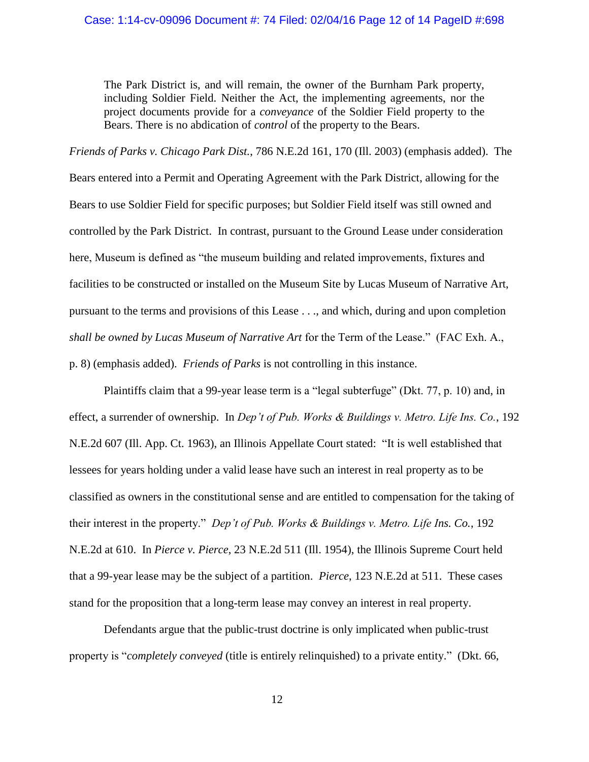> The Park District is, and will remain, the owner of the Burnham Park property, including Soldier Field. Neither the Act, the implementing agreements, nor the project documents provide for a *conveyance* of the Soldier Field property to the Bears. There is no abdication of *control* of the property to the Bears.

*Friends of Parks v. Chicago Park Dist.*, 786 N.E.2d 161, 170 (Ill. 2003) (emphasis added). The Bears entered into a Permit and Operating Agreement with the Park District, allowing for the Bears to use Soldier Field for specific purposes; but Soldier Field itself was still owned and controlled by the Park District. In contrast, pursuant to the Ground Lease under consideration here, Museum is defined as "the museum building and related improvements, fixtures and facilities to be constructed or installed on the Museum Site by Lucas Museum of Narrative Art, pursuant to the terms and provisions of this Lease . . ., and which, during and upon completion *shall be owned by Lucas Museum of Narrative Art* for the Term of the Lease." (FAC Exh. A., p. 8) (emphasis added). *Friends of Parks* is not controlling in this instance.

Plaintiffs claim that a 99-year lease term is a "legal subterfuge" (Dkt. 77, p. 10) and, in effect, a surrender of ownership. In *Dep't of Pub. Works & Buildings v. Metro. Life Ins. Co.*, 192 N.E.2d 607 (Ill. App. Ct. 1963), an Illinois Appellate Court stated: "It is well established that lessees for years holding under a valid lease have such an interest in real property as to be classified as owners in the constitutional sense and are entitled to compensation for the taking of their interest in the property." *Dep't of Pub. Works & Buildings v. Metro. Life Ins. Co.*, 192 N.E.2d at 610. In *Pierce v. Pierce*, 23 N.E.2d 511 (Ill. 1954), the Illinois Supreme Court held that a 99-year lease may be the subject of a partition. *Pierce*, 123 N.E.2d at 511. These cases stand for the proposition that a long-term lease may convey an interest in real property.

Defendants argue that the public-trust doctrine is only implicated when public-trust property is "*completely conveyed* (title is entirely relinquished) to a private entity." (Dkt. 66,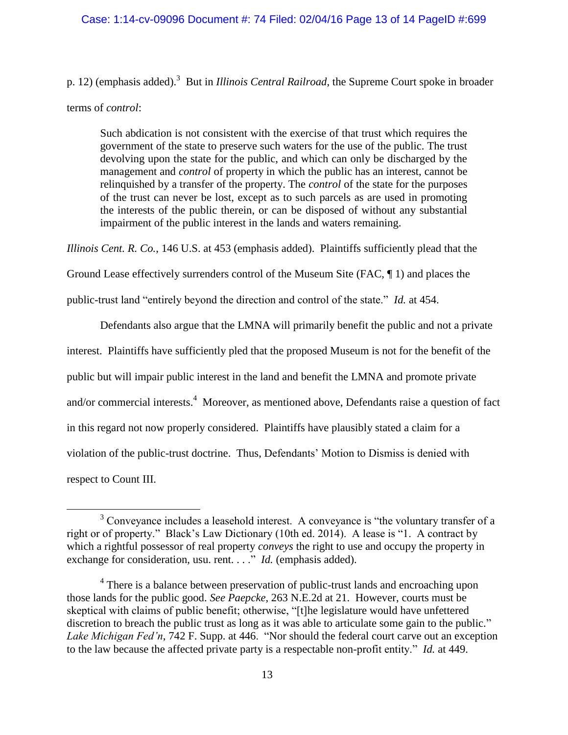p. 12) (emphasis added).[3] But in *Illinois Central Railroad*, the Supreme Court spoke in broader terms of *control*:

> Such abdication is not consistent with the exercise of that trust which requires the government of the state to preserve such waters for the use of the public. The trust devolving upon the state for the public, and which can only be discharged by the management and *control* of property in which the public has an interest, cannot be relinquished by a transfer of the property. The *control* of the state for the purposes of the trust can never be lost, except as to such parcels as are used in promoting the interests of the public therein, or can be disposed of without any substantial impairment of the public interest in the lands and waters remaining.

*Illinois Cent. R. Co.*, 146 U.S. at 453 (emphasis added). Plaintiffs sufficiently plead that the Ground Lease effectively surrenders control of the Museum Site (FAC, ¶ 1) and places the public-trust land "entirely beyond the direction and control of the state." *Id.* at 454.

Defendants also argue that the LMNA will primarily benefit the public and not a private interest. Plaintiffs have sufficiently pled that the proposed Museum is not for the benefit of the public but will impair public interest in the land and benefit the LMNA and promote private and/or commercial interests.[4] Moreover, as mentioned above, Defendants raise a question of fact in this regard not now properly considered. Plaintiffs have plausibly stated a claim for a violation of the public-trust doctrine. Thus, Defendants' Motion to Dismiss is denied with respect to Count III.

---

[3] Conveyance includes a leasehold interest. A conveyance is "the voluntary transfer of a right or of property." Black's Law Dictionary (10th ed. 2014). A lease is "1. A contract by which a rightful possessor of real property *conveys* the right to use and occupy the property in exchange for consideration, usu. rent. . . ." *Id.* (emphasis added).

[4] There is a balance between preservation of public-trust lands and encroaching upon those lands for the public good. *See Paepcke*, 263 N.E.2d at 21. However, courts must be skeptical with claims of public benefit; otherwise, "[t]he legislature would have unfettered discretion to breach the public trust as long as it was able to articulate some gain to the public." *Lake Michigan Fed'n*, 742 F. Supp. at 446. "Nor should the federal court carve out an exception to the law because the affected private party is a respectable non-profit entity." *Id.* at 449.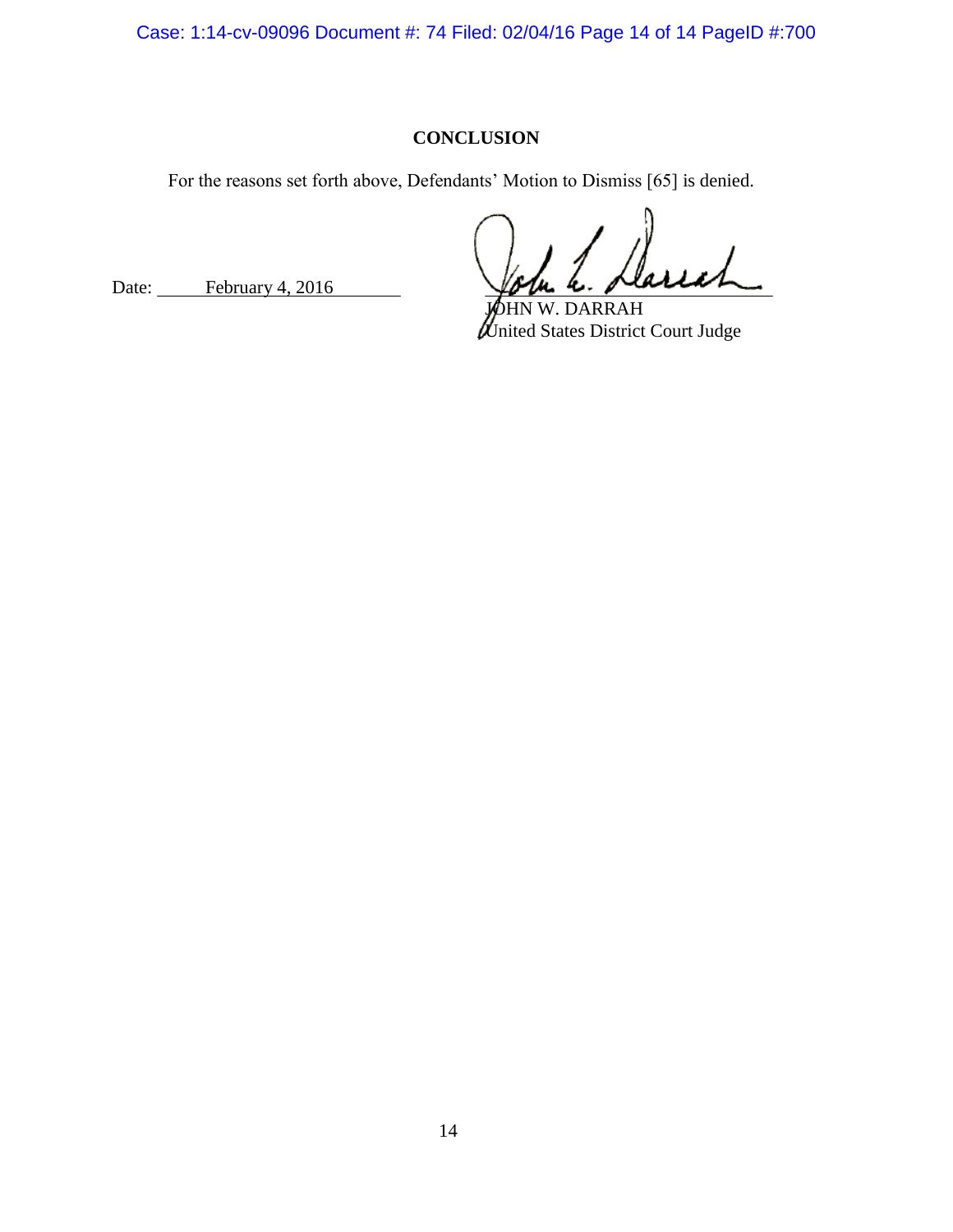## CONCLUSION

For the reasons set forth above, Defendants' Motion to Dismiss [65] is denied.

Date: February 4, 2016

JOHN W. DARRAH
United States District Court Judge